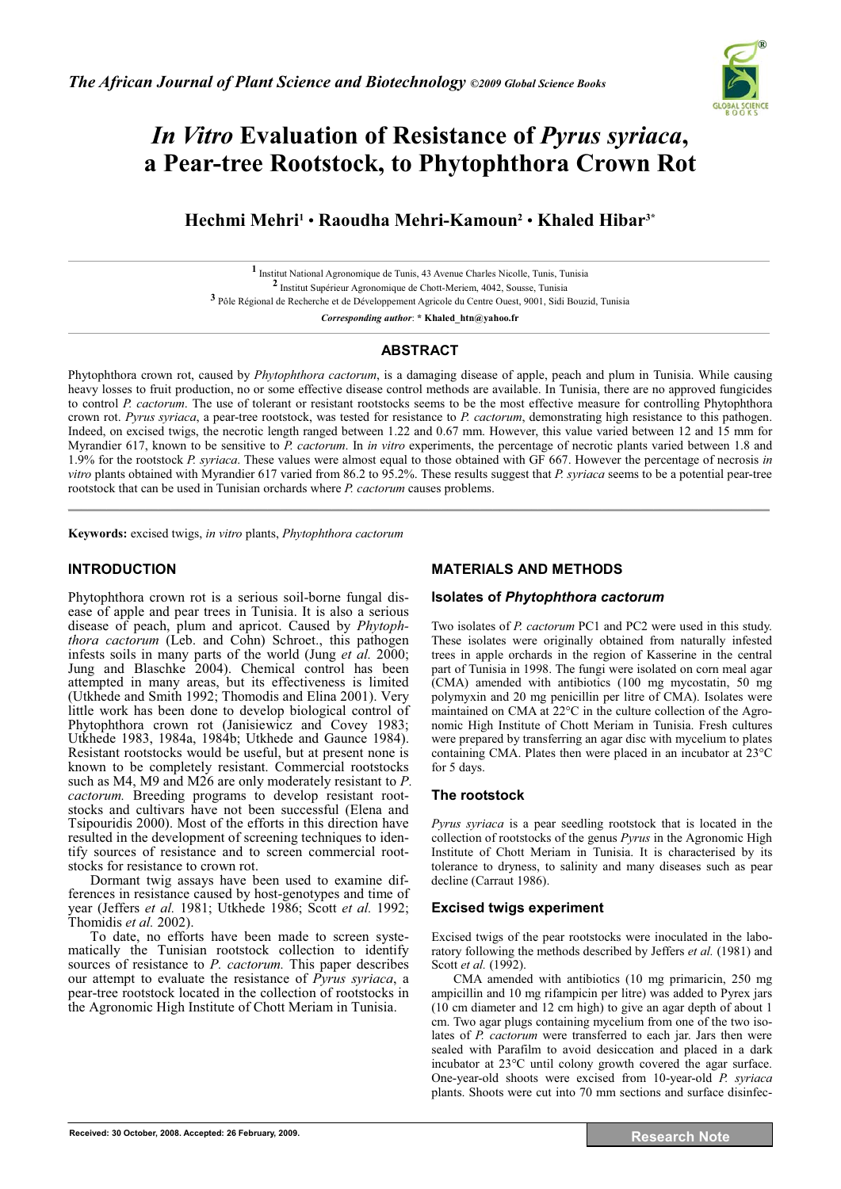# *In Vitro* Evaluation of Resistance of *Pyrus syriaca*, a Pear-tree Rootstock, to Phytophthora Crown Rot

**Hechmi Mehri[1] • Raoudha Mehri-Kamoun[2] • Khaled Hibar[3*]**

[1] Institut National Agronomique de Tunis, 43 Avenue Charles Nicolle, Tunis, Tunisia
[2] Institut Supérieur Agronomique de Chott-Meriem, 4042, Sousse, Tunisia
[3] Pôle Régional de Recherche et de Développement Agricole du Centre Ouest, 9001, Sidi Bouzid, Tunisia

*Corresponding author*: **\* Khaled_htn@yahoo.fr**

## ABSTRACT

Phytophthora crown rot, caused by *Phytophthora cactorum*, is a damaging disease of apple, peach and plum in Tunisia. While causing heavy losses to fruit production, no or some effective disease control methods are available. In Tunisia, there are no approved fungicides to control *P. cactorum*. The use of tolerant or resistant rootstocks seems to be the most effective measure for controlling Phytophthora crown rot. *Pyrus syriaca*, a pear-tree rootstock, was tested for resistance to *P. cactorum*, demonstrating high resistance to this pathogen. Indeed, on excised twigs, the necrotic length ranged between 1.22 and 0.67 mm. However, this value varied between 12 and 15 mm for Myrandier 617, known to be sensitive to *P. cactorum*. In *in vitro* experiments, the percentage of necrotic plants varied between 1.8 and 1.9% for the rootstock *P. syriaca*. These values were almost equal to those obtained with GF 667. However the percentage of necrosis *in vitro* plants obtained with Myrandier 617 varied from 86.2 to 95.2%. These results suggest that *P. syriaca* seems to be a potential pear-tree rootstock that can be used in Tunisian orchards where *P. cactorum* causes problems.

**Keywords:** excised twigs, *in vitro* plants, *Phytophthora cactorum*

## INTRODUCTION

Phytophthora crown rot is a serious soil-borne fungal disease of apple and pear trees in Tunisia. It is also a serious disease of peach, plum and apricot. Caused by *Phytophthora cactorum* (Leb. and Cohn) Schroet., this pathogen infests soils in many parts of the world (Jung *et al.* 2000; Jung and Blaschke 2004). Chemical control has been attempted in many areas, but its effectiveness is limited (Utkhede and Smith 1992; Thomodis and Elina 2001). Very little work has been done to develop biological control of Phytophthora crown rot (Janisiewicz and Covey 1983; Utkhede 1983, 1984a, 1984b; Utkhede and Gaunce 1984). Resistant rootstocks would be useful, but at present none is known to be completely resistant. Commercial rootstocks such as M4, M9 and M26 are only moderately resistant to *P. cactorum.* Breeding programs to develop resistant rootstocks and cultivars have not been successful (Elena and Tsipouridis 2000). Most of the efforts in this direction have resulted in the development of screening techniques to identify sources of resistance and to screen commercial rootstocks for resistance to crown rot.

Dormant twig assays have been used to examine differences in resistance caused by host-genotypes and time of year (Jeffers *et al.* 1981; Utkhede 1986; Scott *et al.* 1992; Thomidis *et al.* 2002).

To date, no efforts have been made to screen systematically the Tunisian rootstock collection to identify sources of resistance to *P. cactorum.* This paper describes our attempt to evaluate the resistance of *Pyrus syriaca*, a pear-tree rootstock located in the collection of rootstocks in the Agronomic High Institute of Chott Meriam in Tunisia.

## MATERIALS AND METHODS

### Isolates of *Phytophthora cactorum*

Two isolates of *P. cactorum* PC1 and PC2 were used in this study. These isolates were originally obtained from naturally infested trees in apple orchards in the region of Kasserine in the central part of Tunisia in 1998. The fungi were isolated on corn meal agar (CMA) amended with antibiotics (100 mg mycostatin, 50 mg polymyxin and 20 mg penicillin per litre of CMA). Isolates were maintained on CMA at 22°C in the culture collection of the Agronomic High Institute of Chott Meriam in Tunisia. Fresh cultures were prepared by transferring an agar disc with mycelium to plates containing CMA. Plates then were placed in an incubator at 23°C for 5 days.

### The rootstock

*Pyrus syriaca* is a pear seedling rootstock that is located in the collection of rootstocks of the genus *Pyrus* in the Agronomic High Institute of Chott Meriam in Tunisia. It is characterised by its tolerance to dryness, to salinity and many diseases such as pear decline (Carraut 1986).

### Excised twigs experiment

Excised twigs of the pear rootstocks were inoculated in the laboratory following the methods described by Jeffers *et al.* (1981) and Scott *et al.* (1992).

CMA amended with antibiotics (10 mg primaricin, 250 mg ampicillin and 10 mg rifampicin per litre) was added to Pyrex jars (10 cm diameter and 12 cm high) to give an agar depth of about 1 cm. Two agar plugs containing mycelium from one of the two isolates of *P. cactorum* were transferred to each jar. Jars then were sealed with Parafilm to avoid desiccation and placed in a dark incubator at 23°C until colony growth covered the agar surface. One-year-old shoots were excised from 10-year-old *P. syriaca* plants. Shoots were cut into 70 mm sections and surface disinfec-

Received: 30 October, 2008. Accepted: 26 February, 2009.

Research Note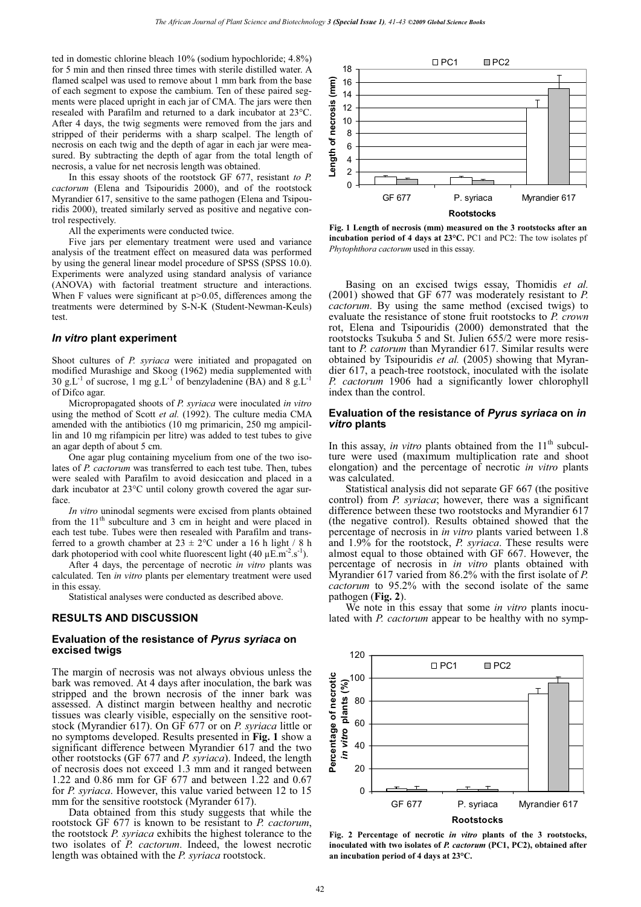ted in domestic chlorine bleach 10% (sodium hypochloride; 4.8%) for 5 min and then rinsed three times with sterile distilled water. A flamed scalpel was used to remove about 1 mm bark from the base of each segment to expose the cambium. Ten of these paired segments were placed upright in each jar of CMA. The jars were then resealed with Parafilm and returned to a dark incubator at 23°C. After 4 days, the twig segments were removed from the jars and stripped of their periderms with a sharp scalpel. The length of necrosis on each twig and the depth of agar in each jar were measured. By subtracting the depth of agar from the total length of necrosis, a value for net necrosis length was obtained.

In this essay shoots of the rootstock GF 677, resistant *to P. cactorum* (Elena and Tsipouridis 2000), and of the rootstock Myrandier 617, sensitive to the same pathogen (Elena and Tsipouridis 2000), treated similarly served as positive and negative control respectively.

All the experiments were conducted twice.

Five jars per elementary treatment were used and variance analysis of the treatment effect on measured data was performed by using the general linear model procedure of SPSS (SPSS 10.0). Experiments were analyzed using standard analysis of variance (ANOVA) with factorial treatment structure and interactions. When F values were significant at $p>0.05$, differences among the treatments were determined by S-N-K (Student-Newman-Keuls) test.

### *In vitro* plant experiment

Shoot cultures of *P. syriaca* were initiated and propagated on modified Murashige and Skoog (1962) media supplemented with 30 $g.L^{-1}$ of sucrose, 1 mg $g.L^{-1}$ of benzyladenine (BA) and 8 $g.L^{-1}$ of Difco agar.

Micropropagated shoots of *P. syriaca* were inoculated *in vitro* using the method of Scott *et al.* (1992). The culture media CMA amended with the antibiotics (10 mg primaricin, 250 mg ampicillin and 10 mg rifampicin per litre) was added to test tubes to give an agar depth of about 5 cm.

One agar plug containing mycelium from one of the two isolates of *P. cactorum* was transferred to each test tube. Then, tubes were sealed with Parafilm to avoid desiccation and placed in a dark incubator at 23°C until colony growth covered the agar surface.

*In vitro* uninodal segments were excised from plants obtained from the 11[th] subculture and 3 cm in height and were placed in each test tube. Tubes were then resealed with Parafilm and transferred to a growth chamber at 23 ± 2°C under a 16 h light / 8 h dark photoperiod with cool white fluorescent light (40 $\mu E.m^{-2}.s^{-1}$).

After 4 days, the percentage of necrotic *in vitro* plants was calculated. Ten *in vitro* plants per elementary treatment were used in this essay.

Statistical analyses were conducted as described above.

## RESULTS AND DISCUSSION

### Evaluation of the resistance of *Pyrus syriaca* on excised twigs

The margin of necrosis was not always obvious unless the bark was removed. At 4 days after inoculation, the bark was stripped and the brown necrosis of the inner bark was assessed. A distinct margin between healthy and necrotic tissues was clearly visible, especially on the sensitive rootstock (Myrandier 617). On GF 677 or on *P. syriaca* little or no symptoms developed. Results presented in **Fig. 1** show a significant difference between Myrandier 617 and the two other rootstocks (GF 677 and *P. syriaca*). Indeed, the length of necrosis does not exceed 1.3 mm and it ranged between 1.22 and 0.86 mm for GF 677 and between 1.22 and 0.67 for *P. syriaca*. However, this value varied between 12 to 15 mm for the sensitive rootstock (Myrandier 617).

Data obtained from this study suggests that while the rootstock GF 677 is known to be resistant to *P. cactorum*, the rootstock *P. syriaca* exhibits the highest tolerance to the two isolates of *P. cactorum*. Indeed, the lowest necrotic length was obtained with the *P. syriaca* rootstock.

**Fig. 1 Length of necrosis (mm) measured on the 3 rootstocks after an incubation period of 4 days at 23°C.** PC1 and PC2: The tow isolates pf *Phytophthora cactorum* used in this essay.

Basing on an excised twigs essay, Thomidis *et al.* (2001) showed that GF 677 was moderately resistant to *P. cactorum*. By using the same method (excised twigs) to evaluate the resistance of stone fruit rootstocks to *P. crown* rot, Elena and Tsipouridis (2000) demonstrated that the rootstocks Tsukuba 5 and St. Julien 655/2 were more resistant to *P. catorum* than Myrandier 617. Similar results were obtained by Tsipouridis *et al.* (2005) showing that Myrandier 617, a peach-tree rootstock, inoculated with the isolate *P. cactorum* 1906 had a significantly lower chlorophyll index than the control.

### Evaluation of the resistance of *Pyrus syriaca* on *in vitro* plants

In this assay, *in vitro* plants obtained from the 11[th] subculture were used (maximum multiplication rate and shoot elongation) and the percentage of necrotic *in vitro* plants was calculated.

Statistical analysis did not separate GF 667 (the positive control) from *P. syriaca*; however, there was a significant difference between these two rootstocks and Myrandier 617 (the negative control). Results obtained showed that the percentage of necrosis in *in vitro* plants varied between 1.8 and 1.9% for the rootstock, *P. syriaca*. These results were almost equal to those obtained with GF 667. However, the percentage of necrosis in *in vitro* plants obtained with Myrandier 617 varied from 86.2% with the first isolate of *P. cactorum* to 95.2% with the second isolate of the same pathogen (**Fig. 2**).

We note in this essay that some *in vitro* plants inoculated with *P. cactorum* appear to be healthy with no symp-

**Fig. 2 Percentage of necrotic *in vitro* plants of the 3 rootstocks, inoculated with two isolates of *P. cactorum* (PC1, PC2), obtained after an incubation period of 4 days at 23°C.**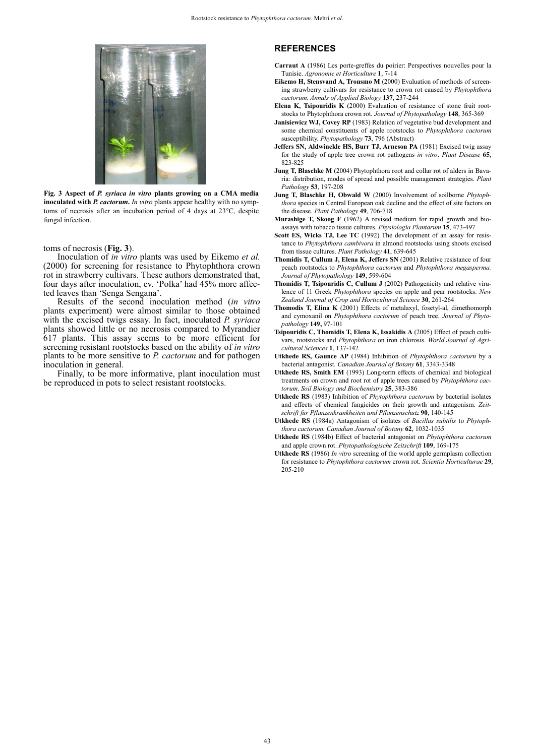**Fig. 3 Aspect of *P. syriaca in vitro* plants growing on a CMA media inoculated with *P. cactorum*.** *In vitro* plants appear healthy with no symptoms of necrosis after an incubation period of 4 days at 23°C, despite fungal infection.

toms of necrosis (**Fig. 3**).

Inoculation of *in vitro* plants was used by Eikemo *et al.* (2000) for screening for resistance to Phytophthora crown rot in strawberry cultivars. These authors demonstrated that, four days after inoculation, cv. 'Polka' had 45% more affected leaves than 'Senga Sengana'.

Results of the second inoculation method (*in vitro* plants experiment) were almost similar to those obtained with the excised twigs essay. In fact, inoculated *P. syriaca* plants showed little or no necrosis compared to Myrandier 617 plants. This assay seems to be more efficient for screening resistant rootstocks based on the ability of *in vitro* plants to be more sensitive to *P. cactorum* and for pathogen inoculation in general.

Finally, to be more informative, plant inoculation must be reproduced in pots to select resistant rootstocks.

## REFERENCES

**Carraut A** (1986) Les porte-greffes du poirier: Perspectives nouvelles pour la Tunisie. *Agronomie et Horticulture* **1**, 7-14

**Eikemo H, Stensvand A, Tronsmo M** (2000) Evaluation of methods of screening strawberry cultivars for resistance to crown rot caused by *Phytophthora cactorum. Annals of Applied Biology* **137**, 237-244

**Elena K, Tsipouridis K** (2000) Evaluation of resistance of stone fruit rootstocks to Phytophthora crown rot. *Journal of Phytopathology* **148**, 365-369

**Janisiewicz WJ, Covey RP** (1983) Relation of vegetative bud development and some chemical constituents of apple rootstocks to *Phytophthora cactorum* susceptibility. *Phytopathology* **73**, 796 (Abstract)

**Jeffers SN, Aldwinckle HS, Burr TJ, Arneson PA** (1981) Excised twig assay for the study of apple tree crown rot pathogens *in vitro*. *Plant Disease* **65**, 823-825

**Jung T, Blaschke M** (2004) Phytophthora root and collar rot of alders in Bavaria: distribution, modes of spread and possible management strategies. *Plant Pathology* **53**, 197-208

**Jung T, Blaschke H, Obwald W** (2000) Involvement of soilborne *Phytophthora* species in Central European oak decline and the effect of site factors on the disease. *Plant Pathology* **49**, 706-718

**Murashige T, Skoog F** (1962) A revised medium for rapid growth and bioassays with tobacco tissue cultures. *Physiologia Plantarum* **15**, 473-497

**Scott ES, Wicks TJ, Lee TC** (1992) The development of an assay for resistance to *Phytophthora cambivora* in almond rootstocks using shoots excised from tissue cultures. *Plant Pathology* **41**, 639-645

**Thomidis T, Cullum J, Elena K, Jeffers SN** (2001) Relative resistance of four peach rootstocks to *Phytophthora cactorum* and *Phytophthora megasperma. Journal of Phytopathology* **149**, 599-604

**Thomidis T, Tsipouridis C, Cullum J** (2002) Pathogenicity and relative virulence of 11 Greek *Phytophthora* species on apple and pear rootstocks. *New Zealand Journal of Crop and Horticultural Science* **30**, 261-264

**Thomodis T, Elina K** (2001) Effects of metalaxyl, fosetyl-al, dimethomorph and cymoxanil on *Phytophthora cactorum* of peach tree. *Journal of Phytopathology* **149,** 97-101

**Tsipouridis C, Thomidis T, Elena K, Issakidis A** (2005) Effect of peach cultivars, rootstocks and *Phytophthora* on iron chlorosis. *World Journal of Agricultural Sciences* **1**, 137-142

**Utkhede RS, Gaunce AP** (1984) Inhibition of *Phytophthora cactorurn* by a bacterial antagonist. *Canadian Journal of Botany* **61**, 3343-3348

**Utkhede RS, Smith EM** (1993) Long-term effects of chemical and biological treatments on crown and root rot of apple trees caused by *Phytophthora cactorum*. *Soil Biology and Biochemistry* **25**, 383-386

**Utkhede RS** (1983) Inhibition of *Phytophthora cactorum* by bacterial isolates and effects of chemical fungicides on their growth and antagonism. *Zeitschrift fur Pflanzenkrankheiten und Pflanzenschutz* **90**, 140-145

**Utkhede RS** (1984a) Antagonism of isolates of *Bacillus subtilis* to *Phytophthora cactorum. Canadian Journal of Botany* **62**, 1032-1035

**Utkhede RS** (1984b) Effect of bacterial antagonist on *Phytophthora cactorum* and apple crown rot. *Phytopathologische Zeitschrift* **109**, 169-175

**Utkhede RS** (1986) *In vitro* screening of the world apple germplasm collection for resistance to *Phytophthora cactorum* crown rot. *Scientia Horticulturae* **29**, 205-210